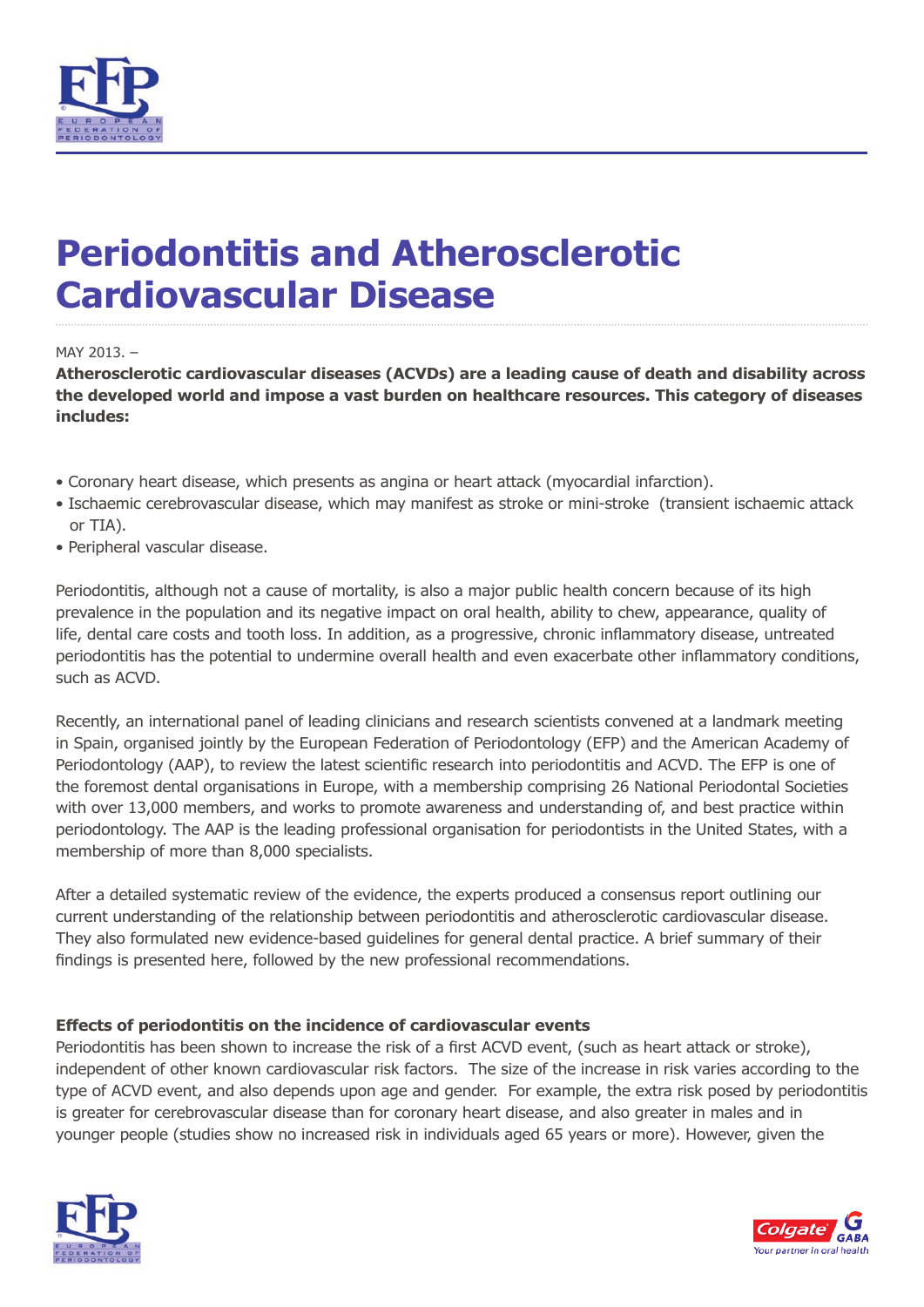# Periodontitis and Atherosclerotic Cardiovascular Disease

MAY 2013. –

**Atherosclerotic cardiovascular diseases (ACVDs) are a leading cause of death and disability across the developed world and impose a vast burden on healthcare resources. This category of diseases includes:**

- Coronary heart disease, which presents as angina or heart attack (myocardial infarction).
- Ischaemic cerebrovascular disease, which may manifest as stroke or mini-stroke (transient ischaemic attack or TIA).
- Peripheral vascular disease.

Periodontitis, although not a cause of mortality, is also a major public health concern because of its high prevalence in the population and its negative impact on oral health, ability to chew, appearance, quality of life, dental care costs and tooth loss. In addition, as a progressive, chronic inflammatory disease, untreated periodontitis has the potential to undermine overall health and even exacerbate other inflammatory conditions, such as ACVD.

Recently, an international panel of leading clinicians and research scientists convened at a landmark meeting in Spain, organised jointly by the European Federation of Periodontology (EFP) and the American Academy of Periodontology (AAP), to review the latest scientific research into periodontitis and ACVD. The EFP is one of the foremost dental organisations in Europe, with a membership comprising 26 National Periodontal Societies with over 13,000 members, and works to promote awareness and understanding of, and best practice within periodontology. The AAP is the leading professional organisation for periodontists in the United States, with a membership of more than 8,000 specialists.

After a detailed systematic review of the evidence, the experts produced a consensus report outlining our current understanding of the relationship between periodontitis and atherosclerotic cardiovascular disease. They also formulated new evidence-based guidelines for general dental practice. A brief summary of their findings is presented here, followed by the new professional recommendations.

### Effects of periodontitis on the incidence of cardiovascular events

Periodontitis has been shown to increase the risk of a first ACVD event, (such as heart attack or stroke), independent of other known cardiovascular risk factors. The size of the increase in risk varies according to the type of ACVD event, and also depends upon age and gender. For example, the extra risk posed by periodontitis is greater for cerebrovascular disease than for coronary heart disease, and also greater in males and in younger people (studies show no increased risk in individuals aged 65 years or more). However, given the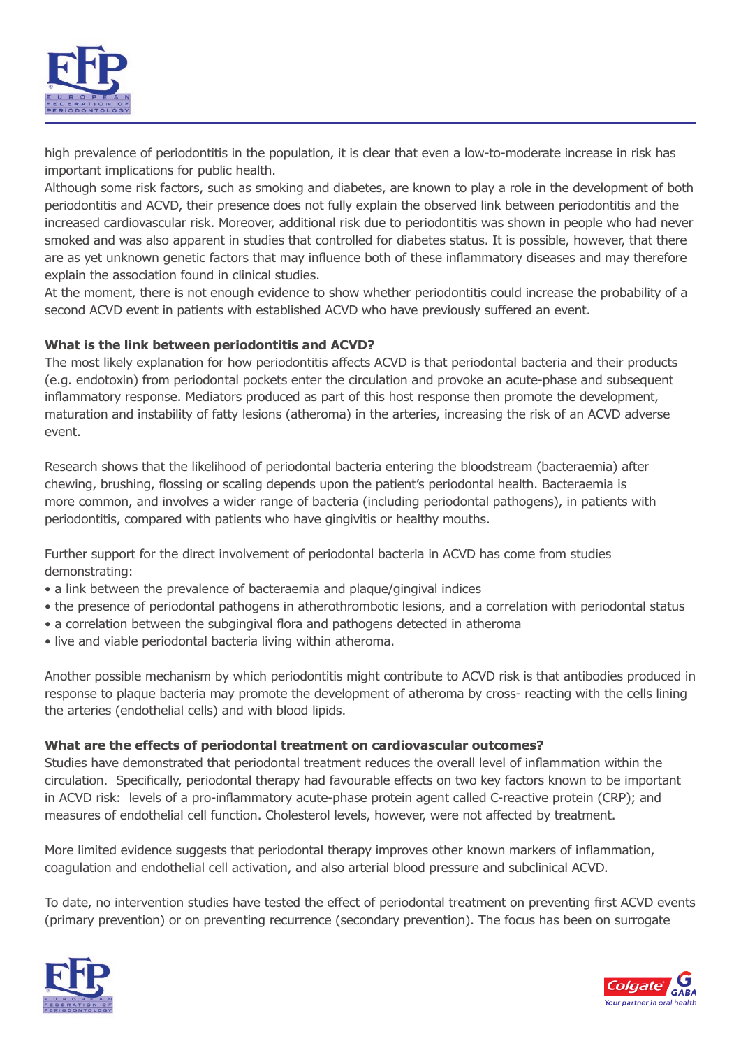high prevalence of periodontitis in the population, it is clear that even a low-to-moderate increase in risk has important implications for public health.

Although some risk factors, such as smoking and diabetes, are known to play a role in the development of both periodontitis and ACVD, their presence does not fully explain the observed link between periodontitis and the increased cardiovascular risk. Moreover, additional risk due to periodontitis was shown in people who had never smoked and was also apparent in studies that controlled for diabetes status. It is possible, however, that there are as yet unknown genetic factors that may influence both of these inflammatory diseases and may therefore explain the association found in clinical studies.

At the moment, there is not enough evidence to show whether periodontitis could increase the probability of a second ACVD event in patients with established ACVD who have previously suffered an event.

**What is the link between periodontitis and ACVD?**

The most likely explanation for how periodontitis affects ACVD is that periodontal bacteria and their products (e.g. endotoxin) from periodontal pockets enter the circulation and provoke an acute-phase and subsequent inflammatory response. Mediators produced as part of this host response then promote the development, maturation and instability of fatty lesions (atheroma) in the arteries, increasing the risk of an ACVD adverse event.

Research shows that the likelihood of periodontal bacteria entering the bloodstream (bacteraemia) after chewing, brushing, flossing or scaling depends upon the patient's periodontal health. Bacteraemia is more common, and involves a wider range of bacteria (including periodontal pathogens), in patients with periodontitis, compared with patients who have gingivitis or healthy mouths.

Further support for the direct involvement of periodontal bacteria in ACVD has come from studies demonstrating:

- a link between the prevalence of bacteraemia and plaque/gingival indices
- the presence of periodontal pathogens in atherothrombotic lesions, and a correlation with periodontal status
- a correlation between the subgingival flora and pathogens detected in atheroma
- live and viable periodontal bacteria living within atheroma.

Another possible mechanism by which periodontitis might contribute to ACVD risk is that antibodies produced in response to plaque bacteria may promote the development of atheroma by cross- reacting with the cells lining the arteries (endothelial cells) and with blood lipids.

**What are the effects of periodontal treatment on cardiovascular outcomes?**

Studies have demonstrated that periodontal treatment reduces the overall level of inflammation within the circulation. Specifically, periodontal therapy had favourable effects on two key factors known to be important in ACVD risk: levels of a pro-inflammatory acute-phase protein agent called C-reactive protein (CRP); and measures of endothelial cell function. Cholesterol levels, however, were not affected by treatment.

More limited evidence suggests that periodontal therapy improves other known markers of inflammation, coagulation and endothelial cell activation, and also arterial blood pressure and subclinical ACVD.

To date, no intervention studies have tested the effect of periodontal treatment on preventing first ACVD events (primary prevention) or on preventing recurrence (secondary prevention). The focus has been on surrogate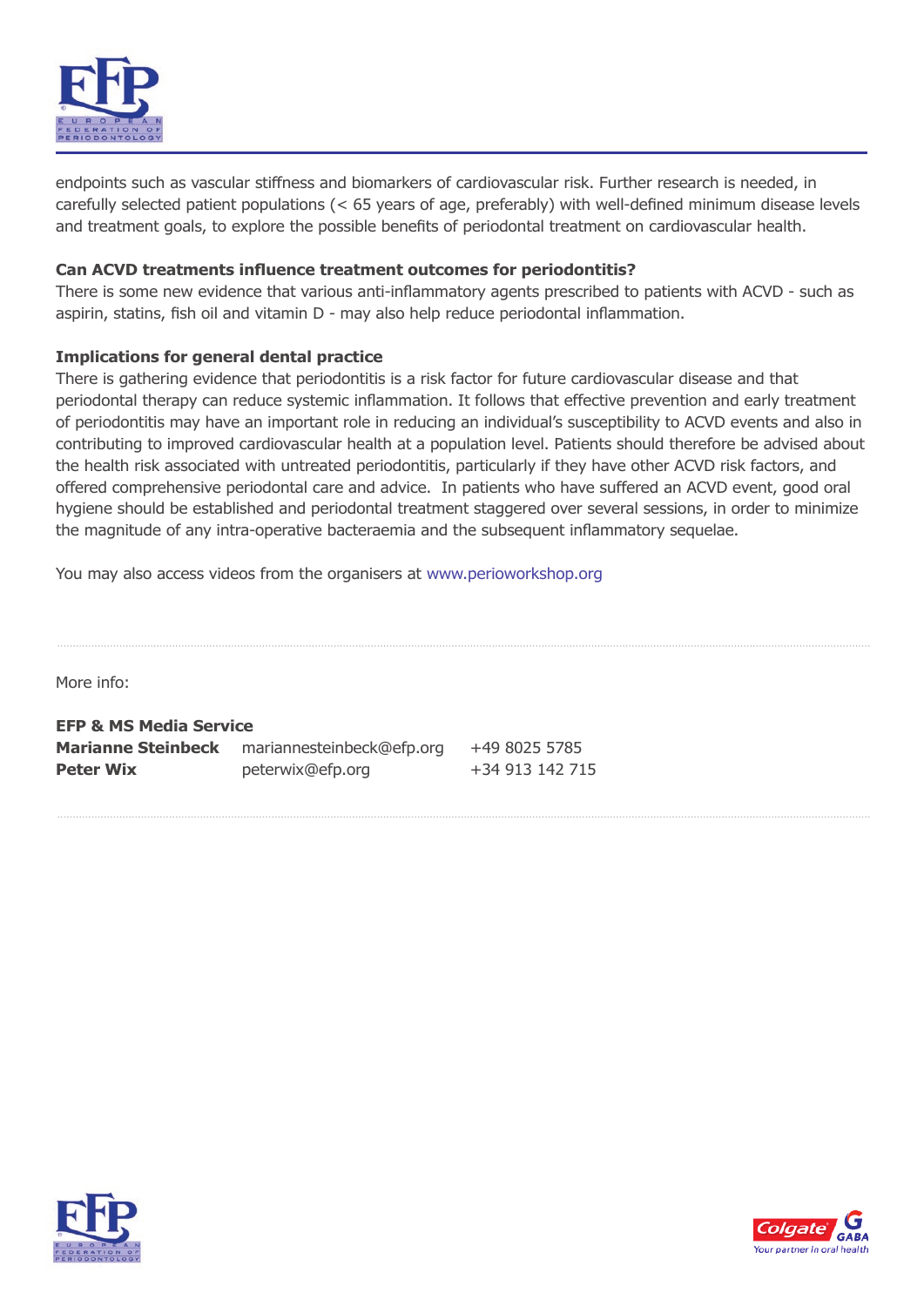endpoints such as vascular stiffness and biomarkers of cardiovascular risk. Further research is needed, in carefully selected patient populations (< 65 years of age, preferably) with well-defined minimum disease levels and treatment goals, to explore the possible benefits of periodontal treatment on cardiovascular health.

**Can ACVD treatments influence treatment outcomes for periodontitis?**

There is some new evidence that various anti-inflammatory agents prescribed to patients with ACVD - such as aspirin, statins, fish oil and vitamin D - may also help reduce periodontal inflammation.

**Implications for general dental practice**

There is gathering evidence that periodontitis is a risk factor for future cardiovascular disease and that periodontal therapy can reduce systemic inflammation. It follows that effective prevention and early treatment of periodontitis may have an important role in reducing an individual's susceptibility to ACVD events and also in contributing to improved cardiovascular health at a population level. Patients should therefore be advised about the health risk associated with untreated periodontitis, particularly if they have other ACVD risk factors, and offered comprehensive periodontal care and advice. In patients who have suffered an ACVD event, good oral hygiene should be established and periodontal treatment staggered over several sessions, in order to minimize the magnitude of any intra-operative bacteraemia and the subsequent inflammatory sequelae.

You may also access videos from the organisers at www.perioworkshop.org

---

More info:

**EFP & MS Media Service**

| | | |
|---|---|---|
| **Marianne Steinbeck** | mariannesteinbeck@efp.org | +49 8025 5785 |
| **Peter Wix** | peterwix@efp.org | +34 913 142 715 |

---